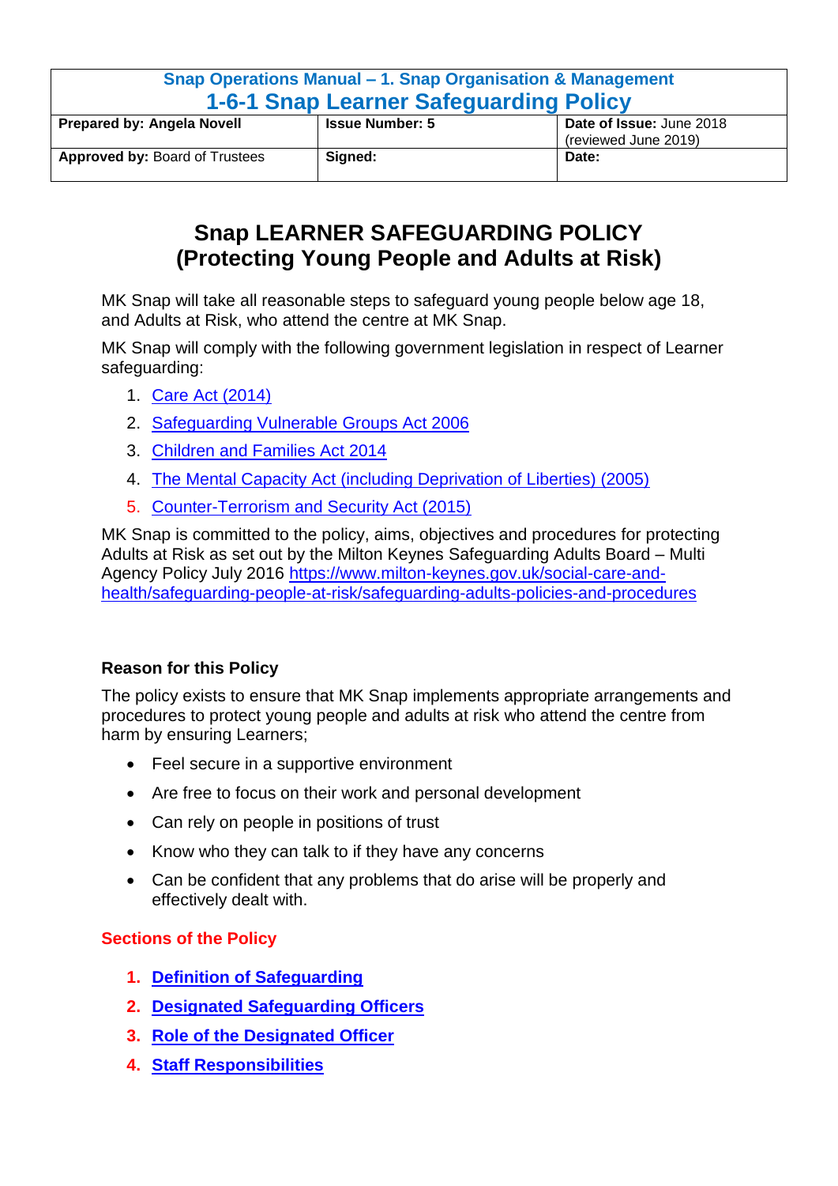| Snap Operations Manual – 1. Snap Organisation & Management<br>1-6-1 Snap Learner Safeguarding Policy | | |
|---|---|---|
| **Prepared by: Angela Novell** | **Issue Number: 5** | **Date of Issue:** June 2018 (reviewed June 2019) |
| **Approved by:** Board of Trustees | **Signed:** | **Date:** |

# Snap LEARNER SAFEGUARDING POLICY (Protecting Young People and Adults at Risk)

MK Snap will take all reasonable steps to safeguard young people below age 18, and Adults at Risk, who attend the centre at MK Snap.

MK Snap will comply with the following government legislation in respect of Learner safeguarding:

1. Care Act (2014)
2. Safeguarding Vulnerable Groups Act 2006
3. Children and Families Act 2014
4. The Mental Capacity Act (including Deprivation of Liberties) (2005)
5. Counter-Terrorism and Security Act (2015)

MK Snap is committed to the policy, aims, objectives and procedures for protecting Adults at Risk as set out by the Milton Keynes Safeguarding Adults Board – Multi Agency Policy July 2016 https://www.milton-keynes.gov.uk/social-care-and-health/safeguarding-people-at-risk/safeguarding-adults-policies-and-procedures

### Reason for this Policy

The policy exists to ensure that MK Snap implements appropriate arrangements and procedures to protect young people and adults at risk who attend the centre from harm by ensuring Learners;

- Feel secure in a supportive environment
- Are free to focus on their work and personal development
- Can rely on people in positions of trust
- Know who they can talk to if they have any concerns
- Can be confident that any problems that do arise will be properly and effectively dealt with.

### Sections of the Policy

1. **Definition of Safeguarding**
2. **Designated Safeguarding Officers**
3. **Role of the Designated Officer**
4. **Staff Responsibilities**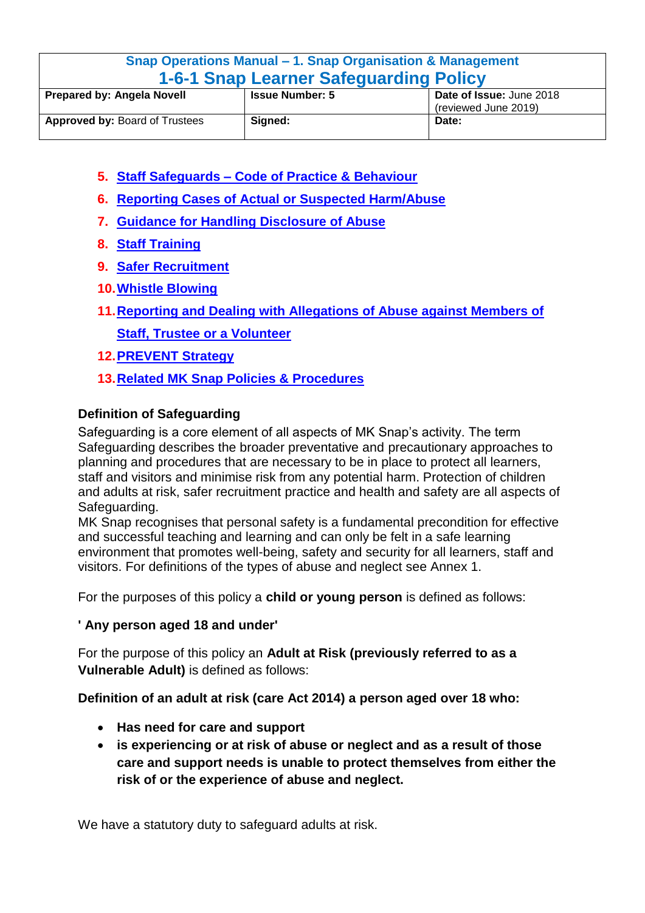| Snap Operations Manual – 1. Snap Organisation & Management<br>1-6-1 Snap Learner Safeguarding Policy | | |
|---|---|---|
| **Prepared by: Angela Novell** | **Issue Number: 5** | **Date of Issue:** June 2018 (reviewed June 2019) |
| **Approved by:** Board of Trustees | **Signed:** | **Date:** |

5. Staff Safeguards – Code of Practice & Behaviour
6. Reporting Cases of Actual or Suspected Harm/Abuse
7. Guidance for Handling Disclosure of Abuse
8. Staff Training
9. Safer Recruitment
10. Whistle Blowing
11. Reporting and Dealing with Allegations of Abuse against Members of Staff, Trustee or a Volunteer
12. PREVENT Strategy
13. Related MK Snap Policies & Procedures

### Definition of Safeguarding

Safeguarding is a core element of all aspects of MK Snap's activity. The term Safeguarding describes the broader preventative and precautionary approaches to planning and procedures that are necessary to be in place to protect all learners, staff and visitors and minimise risk from any potential harm. Protection of children and adults at risk, safer recruitment practice and health and safety are all aspects of Safeguarding.

MK Snap recognises that personal safety is a fundamental precondition for effective and successful teaching and learning and can only be felt in a safe learning environment that promotes well-being, safety and security for all learners, staff and visitors. For definitions of the types of abuse and neglect see Annex 1.

For the purposes of this policy a **child or young person** is defined as follows:

**' Any person aged 18 and under'**

For the purpose of this policy an **Adult at Risk (previously referred to as a Vulnerable Adult)** is defined as follows:

**Definition of an adult at risk (care Act 2014) a person aged over 18 who:**

- **Has need for care and support**
- **is experiencing or at risk of abuse or neglect and as a result of those care and support needs is unable to protect themselves from either the risk of or the experience of abuse and neglect.**

We have a statutory duty to safeguard adults at risk.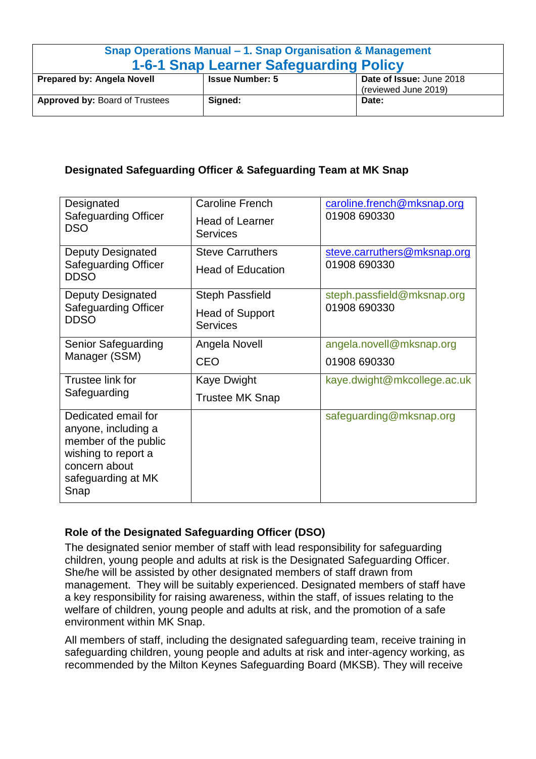| Snap Operations Manual – 1. Snap Organisation & Management<br>1-6-1 Snap Learner Safeguarding Policy | | |
|---|---|---|
| **Prepared by: Angela Novell** | **Issue Number: 5** | **Date of Issue:** June 2018 (reviewed June 2019) |
| **Approved by:** Board of Trustees | **Signed:** | **Date:** |

**Designated Safeguarding Officer & Safeguarding Team at MK Snap**

| | | |
|---|---|---|
| Designated Safeguarding Officer DSO | Caroline French<br><br>Head of Learner Services | caroline.french@mksnap.org<br>01908 690330 |
| Deputy Designated Safeguarding Officer DDSO | Steve Carruthers<br><br>Head of Education | steve.carruthers@mksnap.org<br>01908 690330 |
| Deputy Designated Safeguarding Officer DDSO | Steph Passfield<br><br>Head of Support Services | steph.passfield@mksnap.org<br>01908 690330 |
| Senior Safeguarding Manager (SSM) | Angela Novell<br><br>CEO | angela.novell@mksnap.org<br><br>01908 690330 |
| Trustee link for Safeguarding | Kaye Dwight<br><br>Trustee MK Snap | kaye.dwight@mkcollege.ac.uk |
| Dedicated email for anyone, including a member of the public wishing to report a concern about safeguarding at MK Snap | | safeguarding@mksnap.org |

**Role of the Designated Safeguarding Officer (DSO)**

The designated senior member of staff with lead responsibility for safeguarding children, young people and adults at risk is the Designated Safeguarding Officer. She/he will be assisted by other designated members of staff drawn from management. They will be suitably experienced. Designated members of staff have a key responsibility for raising awareness, within the staff, of issues relating to the welfare of children, young people and adults at risk, and the promotion of a safe environment within MK Snap.

All members of staff, including the designated safeguarding team, receive training in safeguarding children, young people and adults at risk and inter-agency working, as recommended by the Milton Keynes Safeguarding Board (MKSB). They will receive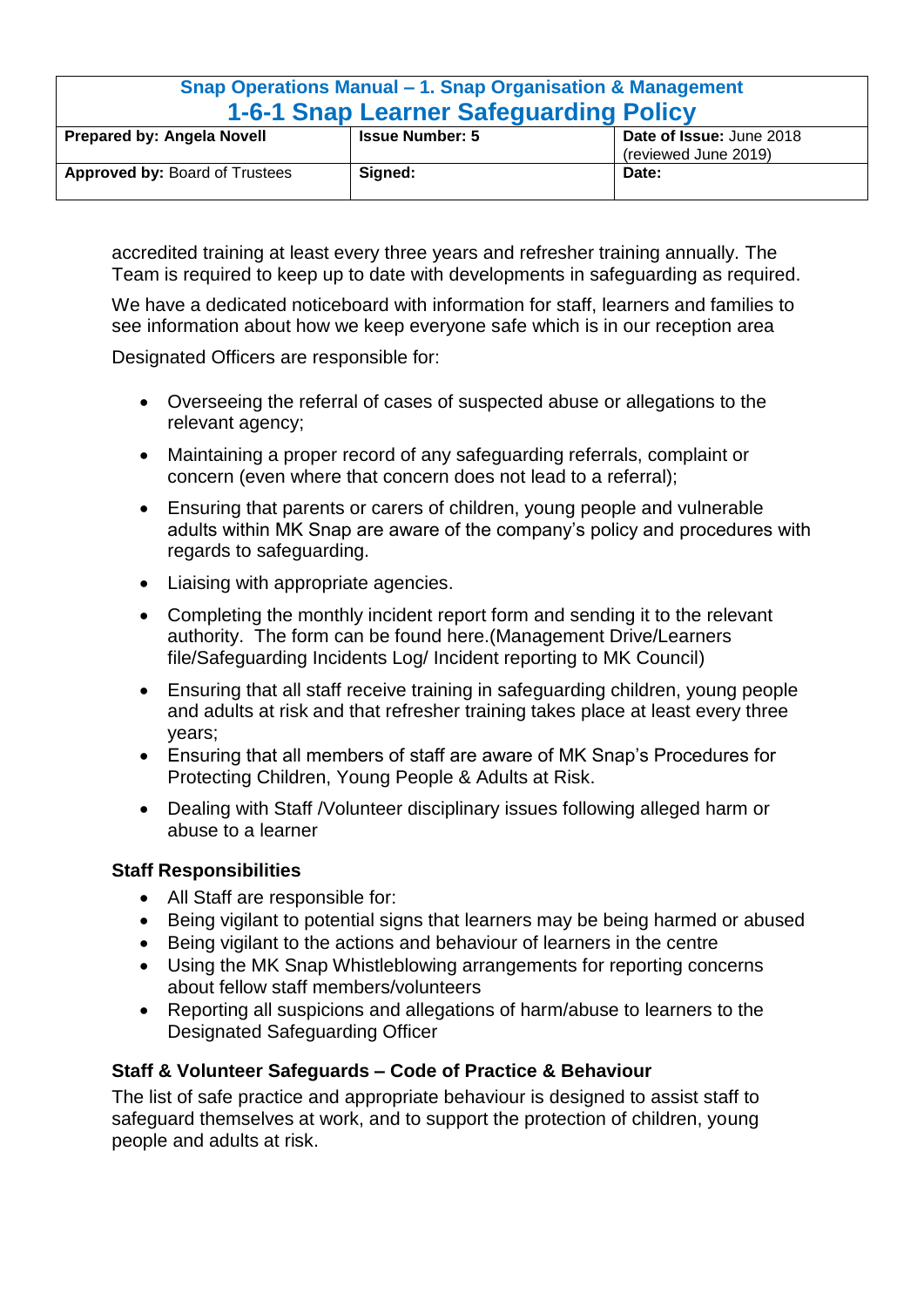accredited training at least every three years and refresher training annually. The Team is required to keep up to date with developments in safeguarding as required.

We have a dedicated noticeboard with information for staff, learners and families to see information about how we keep everyone safe which is in our reception area

Designated Officers are responsible for:

- Overseeing the referral of cases of suspected abuse or allegations to the relevant agency;
- Maintaining a proper record of any safeguarding referrals, complaint or concern (even where that concern does not lead to a referral);
- Ensuring that parents or carers of children, young people and vulnerable adults within MK Snap are aware of the company's policy and procedures with regards to safeguarding.
- Liaising with appropriate agencies.
- Completing the monthly incident report form and sending it to the relevant authority. The form can be found here.(Management Drive/Learners file/Safeguarding Incidents Log/ Incident reporting to MK Council)
- Ensuring that all staff receive training in safeguarding children, young people and adults at risk and that refresher training takes place at least every three years;
- Ensuring that all members of staff are aware of MK Snap's Procedures for Protecting Children, Young People & Adults at Risk.
- Dealing with Staff /Volunteer disciplinary issues following alleged harm or abuse to a learner

**Staff Responsibilities**

- All Staff are responsible for:
- Being vigilant to potential signs that learners may be being harmed or abused
- Being vigilant to the actions and behaviour of learners in the centre
- Using the MK Snap Whistleblowing arrangements for reporting concerns about fellow staff members/volunteers
- Reporting all suspicions and allegations of harm/abuse to learners to the Designated Safeguarding Officer

**Staff & Volunteer Safeguards – Code of Practice & Behaviour**

The list of safe practice and appropriate behaviour is designed to assist staff to safeguard themselves at work, and to support the protection of children, young people and adults at risk.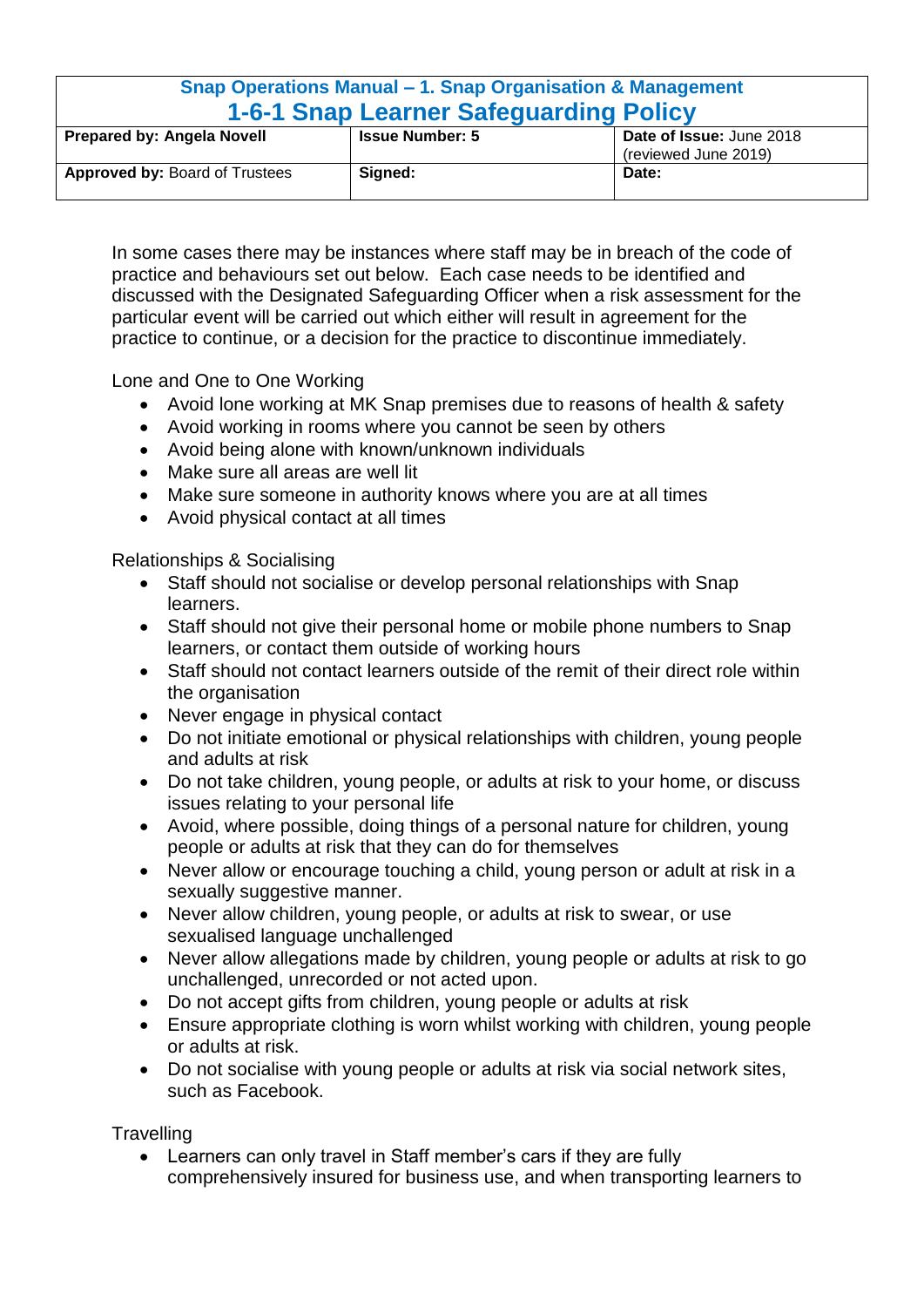In some cases there may be instances where staff may be in breach of the code of practice and behaviours set out below. Each case needs to be identified and discussed with the Designated Safeguarding Officer when a risk assessment for the particular event will be carried out which either will result in agreement for the practice to continue, or a decision for the practice to discontinue immediately.

Lone and One to One Working

- Avoid lone working at MK Snap premises due to reasons of health & safety
- Avoid working in rooms where you cannot be seen by others
- Avoid being alone with known/unknown individuals
- Make sure all areas are well lit
- Make sure someone in authority knows where you are at all times
- Avoid physical contact at all times

Relationships & Socialising

- Staff should not socialise or develop personal relationships with Snap learners.
- Staff should not give their personal home or mobile phone numbers to Snap learners, or contact them outside of working hours
- Staff should not contact learners outside of the remit of their direct role within the organisation
- Never engage in physical contact
- Do not initiate emotional or physical relationships with children, young people and adults at risk
- Do not take children, young people, or adults at risk to your home, or discuss issues relating to your personal life
- Avoid, where possible, doing things of a personal nature for children, young people or adults at risk that they can do for themselves
- Never allow or encourage touching a child, young person or adult at risk in a sexually suggestive manner.
- Never allow children, young people, or adults at risk to swear, or use sexualised language unchallenged
- Never allow allegations made by children, young people or adults at risk to go unchallenged, unrecorded or not acted upon.
- Do not accept gifts from children, young people or adults at risk
- Ensure appropriate clothing is worn whilst working with children, young people or adults at risk.
- Do not socialise with young people or adults at risk via social network sites, such as Facebook.

Travelling

- Learners can only travel in Staff member's cars if they are fully comprehensively insured for business use, and when transporting learners to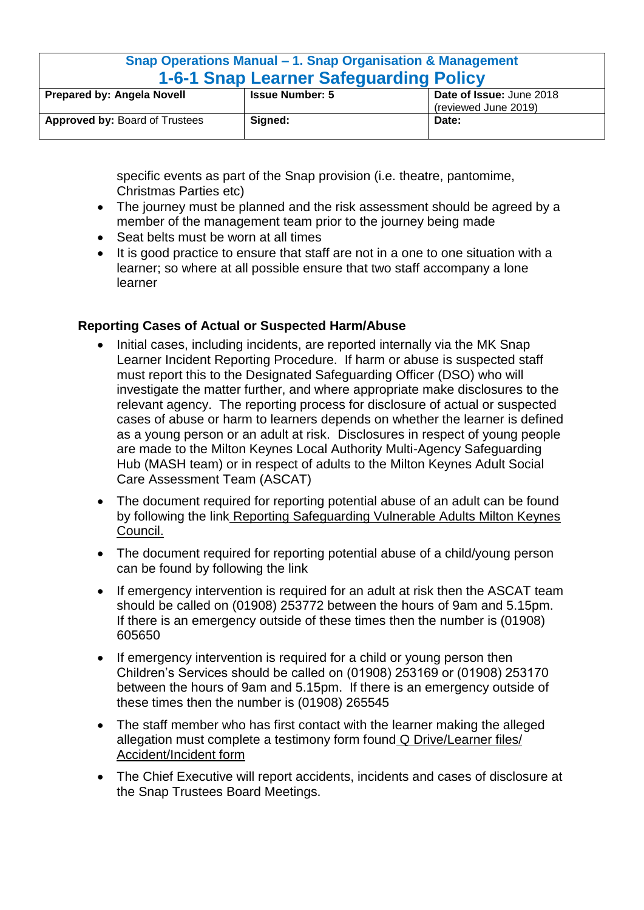specific events as part of the Snap provision (i.e. theatre, pantomime, Christmas Parties etc)

- The journey must be planned and the risk assessment should be agreed by a member of the management team prior to the journey being made
- Seat belts must be worn at all times
- It is good practice to ensure that staff are not in a one to one situation with a learner; so where at all possible ensure that two staff accompany a lone learner

**Reporting Cases of Actual or Suspected Harm/Abuse**

- Initial cases, including incidents, are reported internally via the MK Snap Learner Incident Reporting Procedure. If harm or abuse is suspected staff must report this to the Designated Safeguarding Officer (DSO) who will investigate the matter further, and where appropriate make disclosures to the relevant agency. The reporting process for disclosure of actual or suspected cases of abuse or harm to learners depends on whether the learner is defined as a young person or an adult at risk. Disclosures in respect of young people are made to the Milton Keynes Local Authority Multi-Agency Safeguarding Hub (MASH team) or in respect of adults to the Milton Keynes Adult Social Care Assessment Team (ASCAT)
- The document required for reporting potential abuse of an adult can be found by following the link Reporting Safeguarding Vulnerable Adults Milton Keynes Council.
- The document required for reporting potential abuse of a child/young person can be found by following the link
- If emergency intervention is required for an adult at risk then the ASCAT team should be called on (01908) 253772 between the hours of 9am and 5.15pm. If there is an emergency outside of these times then the number is (01908) 605650
- If emergency intervention is required for a child or young person then Children's Services should be called on (01908) 253169 or (01908) 253170 between the hours of 9am and 5.15pm. If there is an emergency outside of these times then the number is (01908) 265545
- The staff member who has first contact with the learner making the alleged allegation must complete a testimony form found Q Drive/Learner files/ Accident/Incident form
- The Chief Executive will report accidents, incidents and cases of disclosure at the Snap Trustees Board Meetings.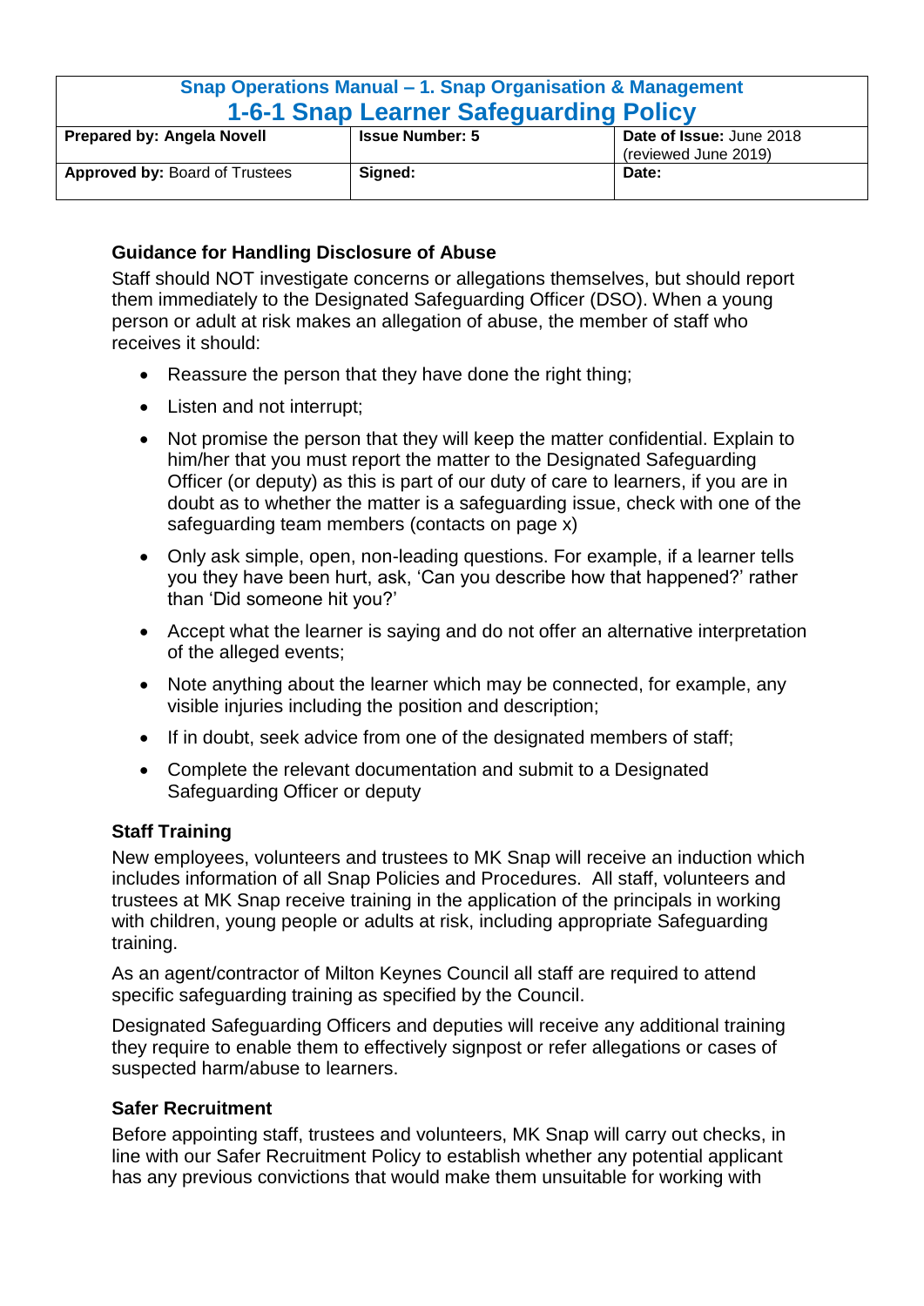| Snap Operations Manual – 1. Snap Organisation & Management<br>1-6-1 Snap Learner Safeguarding Policy | | |
|---|---|---|
| **Prepared by: Angela Novell** | **Issue Number: 5** | **Date of Issue:** June 2018 (reviewed June 2019) |
| **Approved by:** Board of Trustees | **Signed:** | **Date:** |

### Guidance for Handling Disclosure of Abuse

Staff should NOT investigate concerns or allegations themselves, but should report them immediately to the Designated Safeguarding Officer (DSO). When a young person or adult at risk makes an allegation of abuse, the member of staff who receives it should:

- Reassure the person that they have done the right thing;
- Listen and not interrupt;
- Not promise the person that they will keep the matter confidential. Explain to him/her that you must report the matter to the Designated Safeguarding Officer (or deputy) as this is part of our duty of care to learners, if you are in doubt as to whether the matter is a safeguarding issue, check with one of the safeguarding team members (contacts on page x)
- Only ask simple, open, non-leading questions. For example, if a learner tells you they have been hurt, ask, 'Can you describe how that happened?' rather than 'Did someone hit you?'
- Accept what the learner is saying and do not offer an alternative interpretation of the alleged events;
- Note anything about the learner which may be connected, for example, any visible injuries including the position and description;
- If in doubt, seek advice from one of the designated members of staff;
- Complete the relevant documentation and submit to a Designated Safeguarding Officer or deputy

### Staff Training

New employees, volunteers and trustees to MK Snap will receive an induction which includes information of all Snap Policies and Procedures. All staff, volunteers and trustees at MK Snap receive training in the application of the principals in working with children, young people or adults at risk, including appropriate Safeguarding training.

As an agent/contractor of Milton Keynes Council all staff are required to attend specific safeguarding training as specified by the Council.

Designated Safeguarding Officers and deputies will receive any additional training they require to enable them to effectively signpost or refer allegations or cases of suspected harm/abuse to learners.

### Safer Recruitment

Before appointing staff, trustees and volunteers, MK Snap will carry out checks, in line with our Safer Recruitment Policy to establish whether any potential applicant has any previous convictions that would make them unsuitable for working with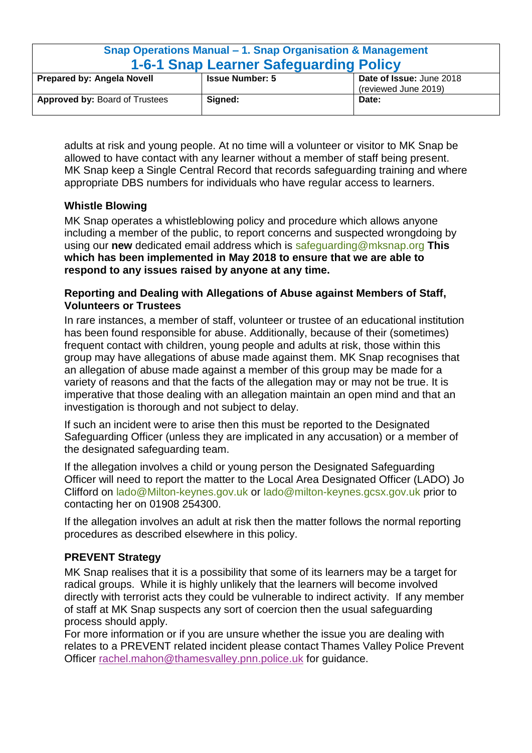adults at risk and young people. At no time will a volunteer or visitor to MK Snap be allowed to have contact with any learner without a member of staff being present. MK Snap keep a Single Central Record that records safeguarding training and where appropriate DBS numbers for individuals who have regular access to learners.

### Whistle Blowing

MK Snap operates a whistleblowing policy and procedure which allows anyone including a member of the public, to report concerns and suspected wrongdoing by using our **new** dedicated email address which is safeguarding@mksnap.org **This which has been implemented in May 2018 to ensure that we are able to respond to any issues raised by anyone at any time.**

### Reporting and Dealing with Allegations of Abuse against Members of Staff, Volunteers or Trustees

In rare instances, a member of staff, volunteer or trustee of an educational institution has been found responsible for abuse. Additionally, because of their (sometimes) frequent contact with children, young people and adults at risk, those within this group may have allegations of abuse made against them. MK Snap recognises that an allegation of abuse made against a member of this group may be made for a variety of reasons and that the facts of the allegation may or may not be true. It is imperative that those dealing with an allegation maintain an open mind and that an investigation is thorough and not subject to delay.

If such an incident were to arise then this must be reported to the Designated Safeguarding Officer (unless they are implicated in any accusation) or a member of the designated safeguarding team.

If the allegation involves a child or young person the Designated Safeguarding Officer will need to report the matter to the Local Area Designated Officer (LADO) Jo Clifford on lado@Milton-keynes.gov.uk or lado@milton-keynes.gcsx.gov.uk prior to contacting her on 01908 254300.

If the allegation involves an adult at risk then the matter follows the normal reporting procedures as described elsewhere in this policy.

### PREVENT Strategy

MK Snap realises that it is a possibility that some of its learners may be a target for radical groups. While it is highly unlikely that the learners will become involved directly with terrorist acts they could be vulnerable to indirect activity. If any member of staff at MK Snap suspects any sort of coercion then the usual safeguarding process should apply.

For more information or if you are unsure whether the issue you are dealing with relates to a PREVENT related incident please contact Thames Valley Police Prevent Officer rachel.mahon@thamesvalley.pnn.police.uk for guidance.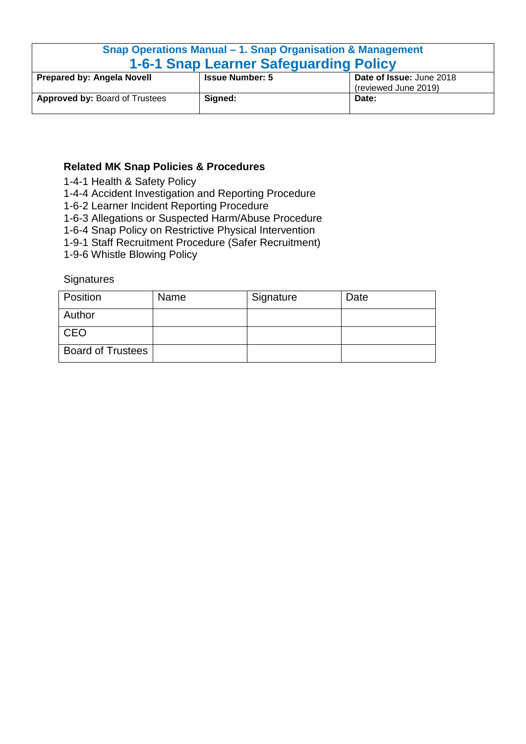| Snap Operations Manual – 1. Snap Organisation & Management | | |
|---|---|---|
| **1-6-1 Snap Learner Safeguarding Policy** | | |
| **Prepared by: Angela Novell** | **Issue Number: 5** | **Date of Issue:** June 2018 (reviewed June 2019) |
| **Approved by:** Board of Trustees | **Signed:** | **Date:** |

**Related MK Snap Policies & Procedures**

1-4-1 Health & Safety Policy
1-4-4 Accident Investigation and Reporting Procedure
1-6-2 Learner Incident Reporting Procedure
1-6-3 Allegations or Suspected Harm/Abuse Procedure
1-6-4 Snap Policy on Restrictive Physical Intervention
1-9-1 Staff Recruitment Procedure (Safer Recruitment)
1-9-6 Whistle Blowing Policy

Signatures

| Position | Name | Signature | Date |
|---|---|---|---|
| Author | | | |
| CEO | | | |
| Board of Trustees | | | |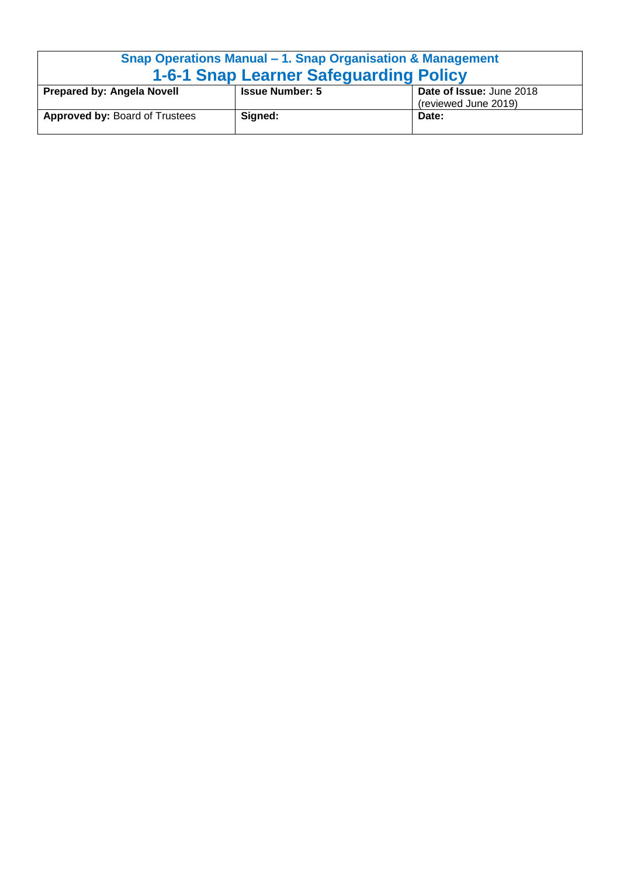| Snap Operations Manual – 1. Snap Organisation & Management<br>**1-6-1 Snap Learner Safeguarding Policy** | | |
|---|---|---|
| **Prepared by: Angela Novell** | **Issue Number: 5** | **Date of Issue:** June 2018 (reviewed June 2019) |
| **Approved by:** Board of Trustees | **Signed:** | **Date:** |